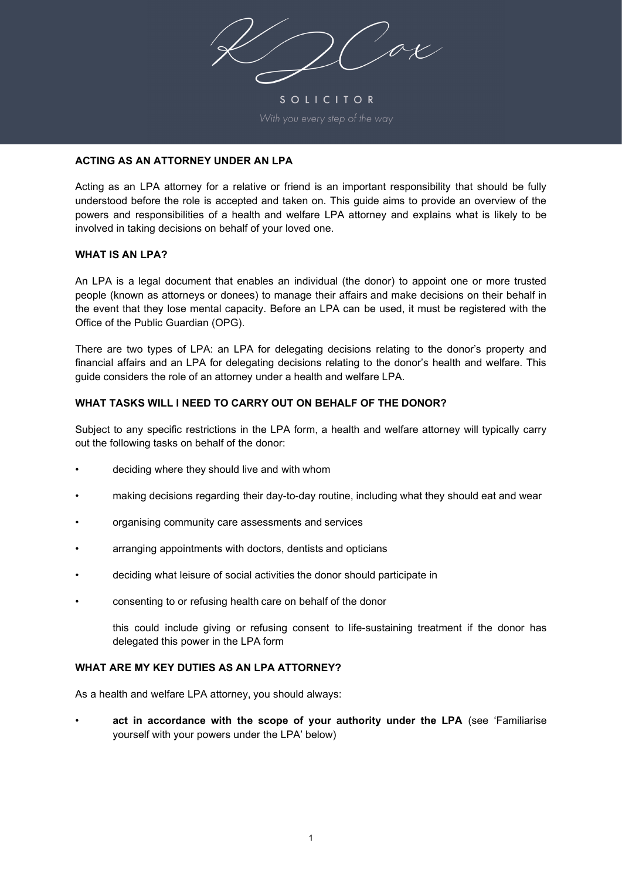KJ Cox

SOLICITOR

*With you every step of the way*

## ACTING AS AN ATTORNEY UNDER AN LPA

Acting as an LPA attorney for a relative or friend is an important responsibility that should be fully understood before the role is accepted and taken on. This guide aims to provide an overview of the powers and responsibilities of a health and welfare LPA attorney and explains what is likely to be involved in taking decisions on behalf of your loved one.

## WHAT IS AN LPA?

An LPA is a legal document that enables an individual (the donor) to appoint one or more trusted people (known as attorneys or donees) to manage their affairs and make decisions on their behalf in the event that they lose mental capacity. Before an LPA can be used, it must be registered with the Office of the Public Guardian (OPG).

There are two types of LPA: an LPA for delegating decisions relating to the donor's property and financial affairs and an LPA for delegating decisions relating to the donor's health and welfare. This guide considers the role of an attorney under a health and welfare LPA.

## WHAT TASKS WILL I NEED TO CARRY OUT ON BEHALF OF THE DONOR?

Subject to any specific restrictions in the LPA form, a health and welfare attorney will typically carry out the following tasks on behalf of the donor:

- deciding where they should live and with whom
- making decisions regarding their day-to-day routine, including what they should eat and wear
- organising community care assessments and services
- arranging appointments with doctors, dentists and opticians
- deciding what leisure of social activities the donor should participate in
- consenting to or refusing health care on behalf of the donor

  this could include giving or refusing consent to life-sustaining treatment if the donor has delegated this power in the LPA form

## WHAT ARE MY KEY DUTIES AS AN LPA ATTORNEY?

As a health and welfare LPA attorney, you should always:

- **act in accordance with the scope of your authority under the LPA** (see 'Familiarise yourself with your powers under the LPA' below)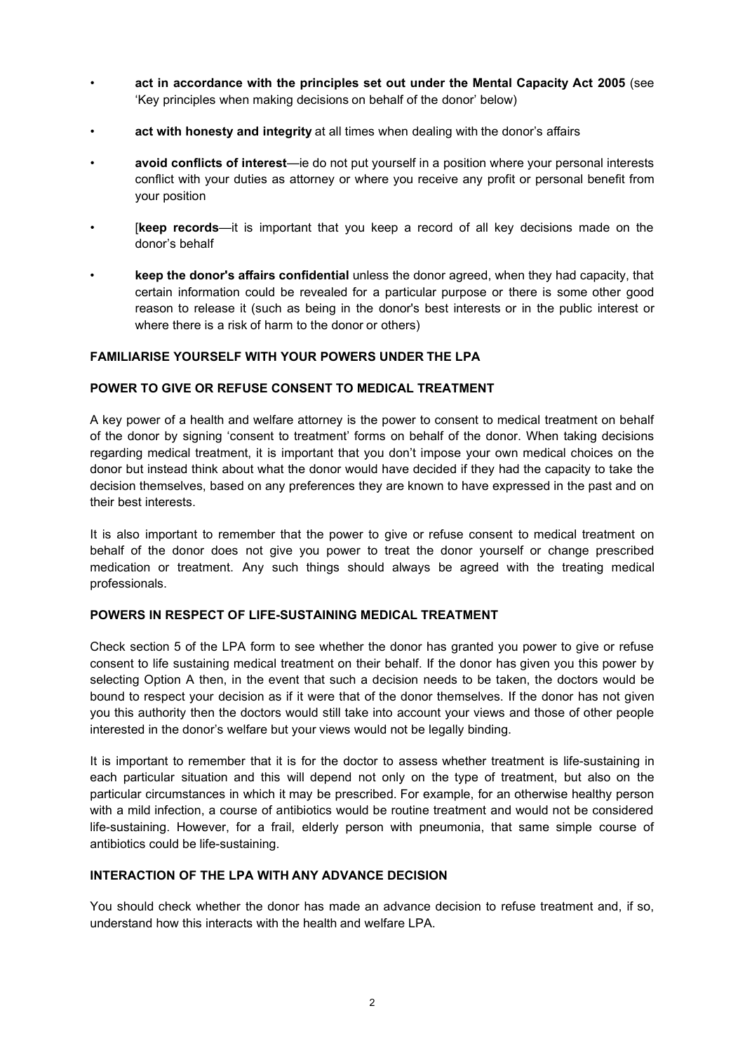- **act in accordance with the principles set out under the Mental Capacity Act 2005** (see 'Key principles when making decisions on behalf of the donor' below)
- **act with honesty and integrity** at all times when dealing with the donor's affairs
- **avoid conflicts of interest**—ie do not put yourself in a position where your personal interests conflict with your duties as attorney or where you receive any profit or personal benefit from your position
- [**keep records**—it is important that you keep a record of all key decisions made on the donor's behalf
- **keep the donor's affairs confidential** unless the donor agreed, when they had capacity, that certain information could be revealed for a particular purpose or there is some other good reason to release it (such as being in the donor's best interests or in the public interest or where there is a risk of harm to the donor or others)

## FAMILIARISE YOURSELF WITH YOUR POWERS UNDER THE LPA

### POWER TO GIVE OR REFUSE CONSENT TO MEDICAL TREATMENT

A key power of a health and welfare attorney is the power to consent to medical treatment on behalf of the donor by signing 'consent to treatment' forms on behalf of the donor. When taking decisions regarding medical treatment, it is important that you don't impose your own medical choices on the donor but instead think about what the donor would have decided if they had the capacity to take the decision themselves, based on any preferences they are known to have expressed in the past and on their best interests.

It is also important to remember that the power to give or refuse consent to medical treatment on behalf of the donor does not give you power to treat the donor yourself or change prescribed medication or treatment. Any such things should always be agreed with the treating medical professionals.

### POWERS IN RESPECT OF LIFE-SUSTAINING MEDICAL TREATMENT

Check section 5 of the LPA form to see whether the donor has granted you power to give or refuse consent to life sustaining medical treatment on their behalf. If the donor has given you this power by selecting Option A then, in the event that such a decision needs to be taken, the doctors would be bound to respect your decision as if it were that of the donor themselves. If the donor has not given you this authority then the doctors would still take into account your views and those of other people interested in the donor's welfare but your views would not be legally binding.

It is important to remember that it is for the doctor to assess whether treatment is life-sustaining in each particular situation and this will depend not only on the type of treatment, but also on the particular circumstances in which it may be prescribed. For example, for an otherwise healthy person with a mild infection, a course of antibiotics would be routine treatment and would not be considered life-sustaining. However, for a frail, elderly person with pneumonia, that same simple course of antibiotics could be life-sustaining.

### INTERACTION OF THE LPA WITH ANY ADVANCE DECISION

You should check whether the donor has made an advance decision to refuse treatment and, if so, understand how this interacts with the health and welfare LPA.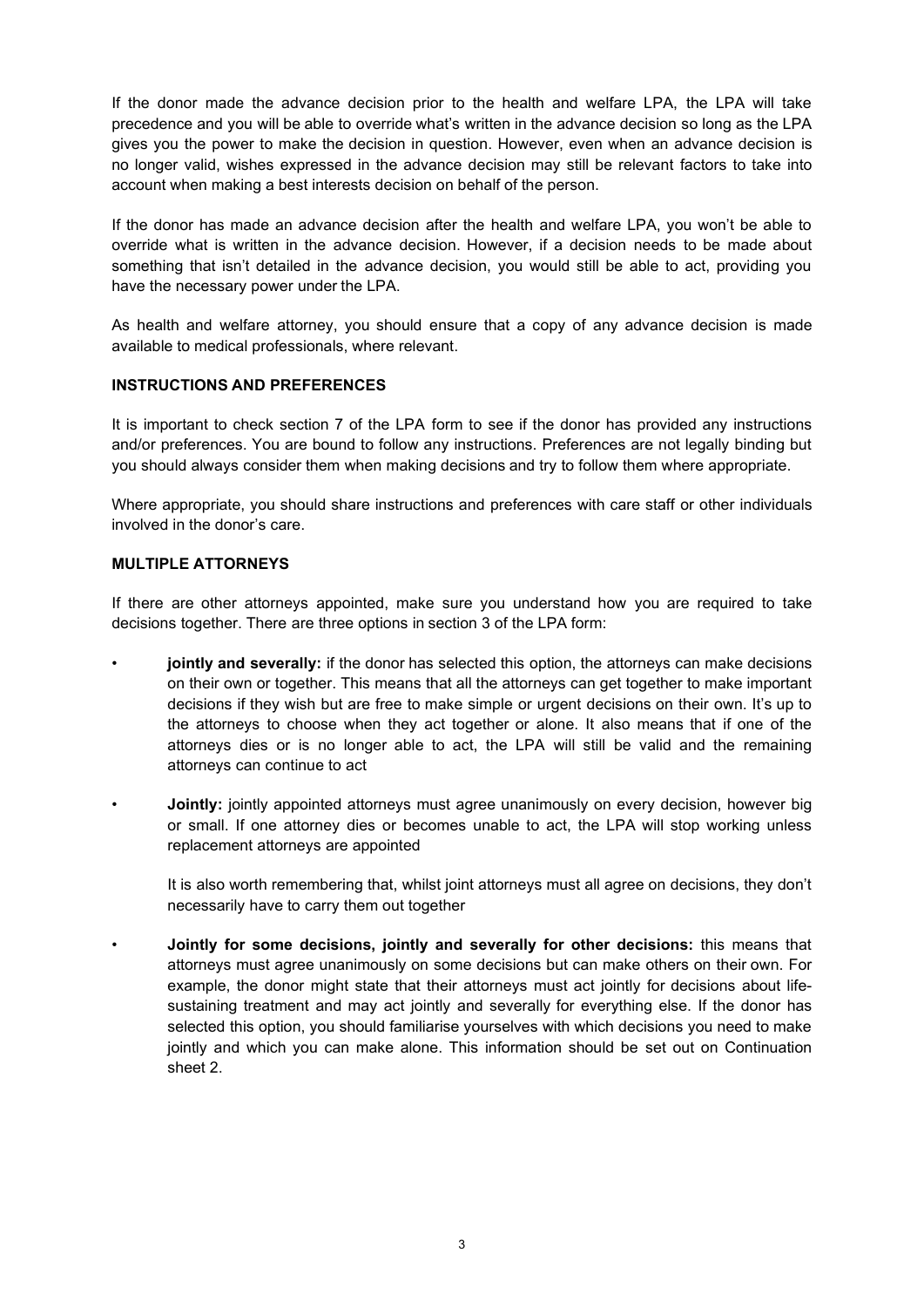If the donor made the advance decision prior to the health and welfare LPA, the LPA will take precedence and you will be able to override what's written in the advance decision so long as the LPA gives you the power to make the decision in question. However, even when an advance decision is no longer valid, wishes expressed in the advance decision may still be relevant factors to take into account when making a best interests decision on behalf of the person.

If the donor has made an advance decision after the health and welfare LPA, you won't be able to override what is written in the advance decision. However, if a decision needs to be made about something that isn't detailed in the advance decision, you would still be able to act, providing you have the necessary power under the LPA.

As health and welfare attorney, you should ensure that a copy of any advance decision is made available to medical professionals, where relevant.

## INSTRUCTIONS AND PREFERENCES

It is important to check section 7 of the LPA form to see if the donor has provided any instructions and/or preferences. You are bound to follow any instructions. Preferences are not legally binding but you should always consider them when making decisions and try to follow them where appropriate.

Where appropriate, you should share instructions and preferences with care staff or other individuals involved in the donor's care.

## MULTIPLE ATTORNEYS

If there are other attorneys appointed, make sure you understand how you are required to take decisions together. There are three options in section 3 of the LPA form:

- **jointly and severally:** if the donor has selected this option, the attorneys can make decisions on their own or together. This means that all the attorneys can get together to make important decisions if they wish but are free to make simple or urgent decisions on their own. It's up to the attorneys to choose when they act together or alone. It also means that if one of the attorneys dies or is no longer able to act, the LPA will still be valid and the remaining attorneys can continue to act

- **Jointly:** jointly appointed attorneys must agree unanimously on every decision, however big or small. If one attorney dies or becomes unable to act, the LPA will stop working unless replacement attorneys are appointed

  It is also worth remembering that, whilst joint attorneys must all agree on decisions, they don't necessarily have to carry them out together

- **Jointly for some decisions, jointly and severally for other decisions:** this means that attorneys must agree unanimously on some decisions but can make others on their own. For example, the donor might state that their attorneys must act jointly for decisions about life-sustaining treatment and may act jointly and severally for everything else. If the donor has selected this option, you should familiarise yourselves with which decisions you need to make jointly and which you can make alone. This information should be set out on Continuation sheet 2.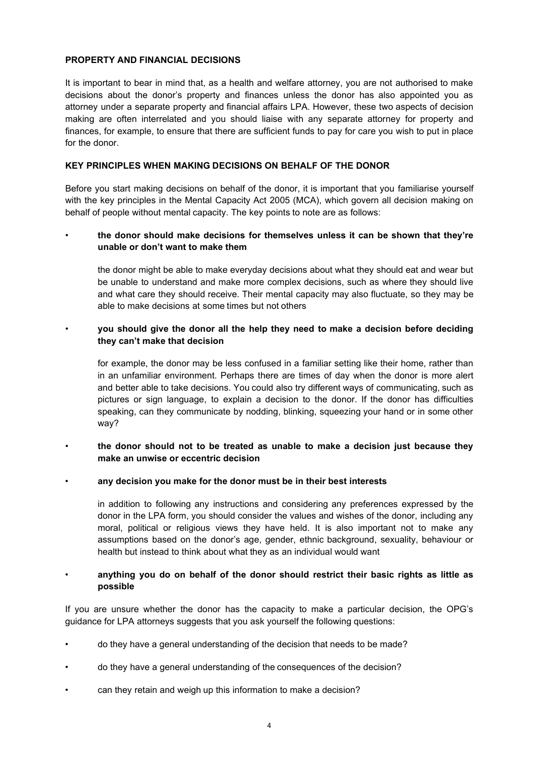## PROPERTY AND FINANCIAL DECISIONS

It is important to bear in mind that, as a health and welfare attorney, you are not authorised to make decisions about the donor's property and finances unless the donor has also appointed you as attorney under a separate property and financial affairs LPA. However, these two aspects of decision making are often interrelated and you should liaise with any separate attorney for property and finances, for example, to ensure that there are sufficient funds to pay for care you wish to put in place for the donor.

## KEY PRINCIPLES WHEN MAKING DECISIONS ON BEHALF OF THE DONOR

Before you start making decisions on behalf of the donor, it is important that you familiarise yourself with the key principles in the Mental Capacity Act 2005 (MCA), which govern all decision making on behalf of people without mental capacity. The key points to note are as follows:

- **the donor should make decisions for themselves unless it can be shown that they're unable or don't want to make them**

  the donor might be able to make everyday decisions about what they should eat and wear but be unable to understand and make more complex decisions, such as where they should live and what care they should receive. Their mental capacity may also fluctuate, so they may be able to make decisions at some times but not others

- **you should give the donor all the help they need to make a decision before deciding they can't make that decision**

  for example, the donor may be less confused in a familiar setting like their home, rather than in an unfamiliar environment. Perhaps there are times of day when the donor is more alert and better able to take decisions. You could also try different ways of communicating, such as pictures or sign language, to explain a decision to the donor. If the donor has difficulties speaking, can they communicate by nodding, blinking, squeezing your hand or in some other way?

- **the donor should not to be treated as unable to make a decision just because they make an unwise or eccentric decision**

- **any decision you make for the donor must be in their best interests**

  in addition to following any instructions and considering any preferences expressed by the donor in the LPA form, you should consider the values and wishes of the donor, including any moral, political or religious views they have held. It is also important not to make any assumptions based on the donor's age, gender, ethnic background, sexuality, behaviour or health but instead to think about what they as an individual would want

- **anything you do on behalf of the donor should restrict their basic rights as little as possible**

If you are unsure whether the donor has the capacity to make a particular decision, the OPG's guidance for LPA attorneys suggests that you ask yourself the following questions:

- do they have a general understanding of the decision that needs to be made?
- do they have a general understanding of the consequences of the decision?
- can they retain and weigh up this information to make a decision?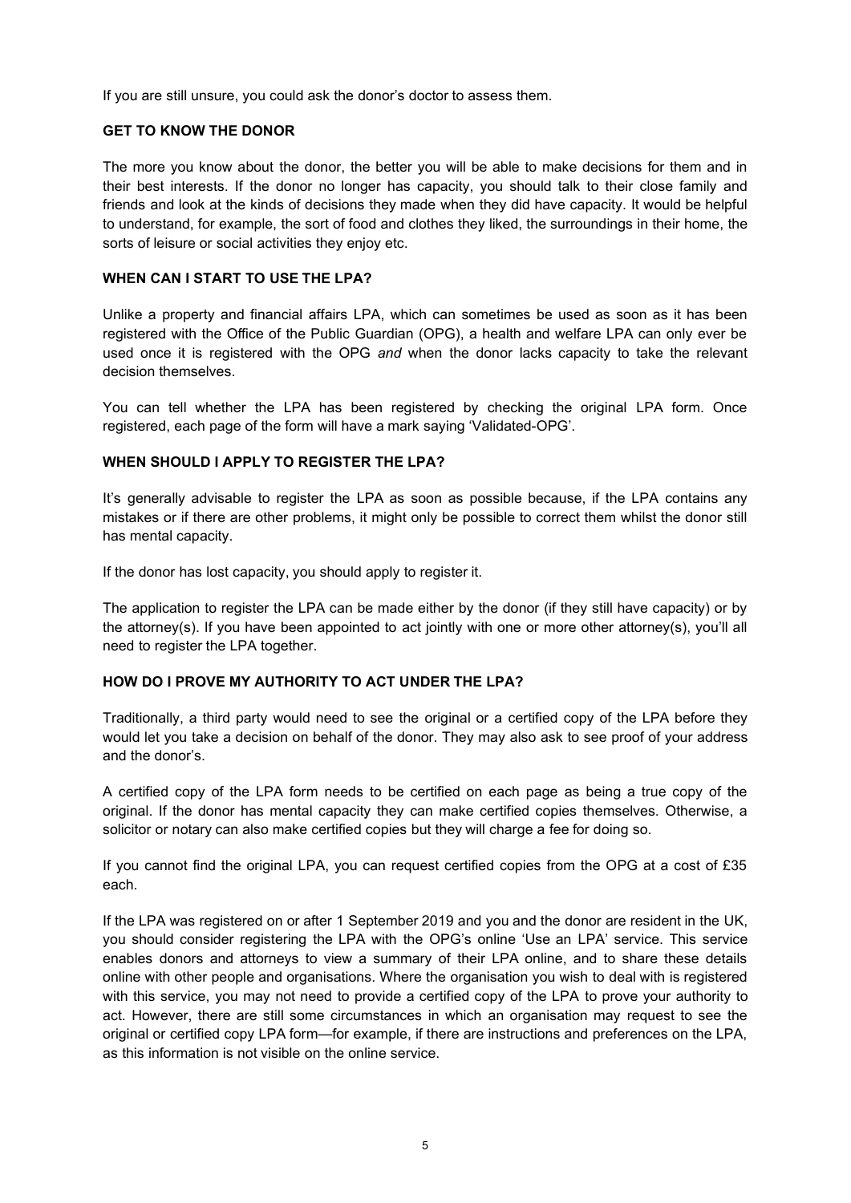If you are still unsure, you could ask the donor's doctor to assess them.

## GET TO KNOW THE DONOR

The more you know about the donor, the better you will be able to make decisions for them and in their best interests. If the donor no longer has capacity, you should talk to their close family and friends and look at the kinds of decisions they made when they did have capacity. It would be helpful to understand, for example, the sort of food and clothes they liked, the surroundings in their home, the sorts of leisure or social activities they enjoy etc.

## WHEN CAN I START TO USE THE LPA?

Unlike a property and financial affairs LPA, which can sometimes be used as soon as it has been registered with the Office of the Public Guardian (OPG), a health and welfare LPA can only ever be used once it is registered with the OPG *and* when the donor lacks capacity to take the relevant decision themselves.

You can tell whether the LPA has been registered by checking the original LPA form. Once registered, each page of the form will have a mark saying 'Validated-OPG'.

## WHEN SHOULD I APPLY TO REGISTER THE LPA?

It's generally advisable to register the LPA as soon as possible because, if the LPA contains any mistakes or if there are other problems, it might only be possible to correct them whilst the donor still has mental capacity.

If the donor has lost capacity, you should apply to register it.

The application to register the LPA can be made either by the donor (if they still have capacity) or by the attorney(s). If you have been appointed to act jointly with one or more other attorney(s), you'll all need to register the LPA together.

## HOW DO I PROVE MY AUTHORITY TO ACT UNDER THE LPA?

Traditionally, a third party would need to see the original or a certified copy of the LPA before they would let you take a decision on behalf of the donor. They may also ask to see proof of your address and the donor's.

A certified copy of the LPA form needs to be certified on each page as being a true copy of the original. If the donor has mental capacity they can make certified copies themselves. Otherwise, a solicitor or notary can also make certified copies but they will charge a fee for doing so.

If you cannot find the original LPA, you can request certified copies from the OPG at a cost of £35 each.

If the LPA was registered on or after 1 September 2019 and you and the donor are resident in the UK, you should consider registering the LPA with the OPG's online 'Use an LPA' service. This service enables donors and attorneys to view a summary of their LPA online, and to share these details online with other people and organisations. Where the organisation you wish to deal with is registered with this service, you may not need to provide a certified copy of the LPA to prove your authority to act. However, there are still some circumstances in which an organisation may request to see the original or certified copy LPA form—for example, if there are instructions and preferences on the LPA, as this information is not visible on the online service.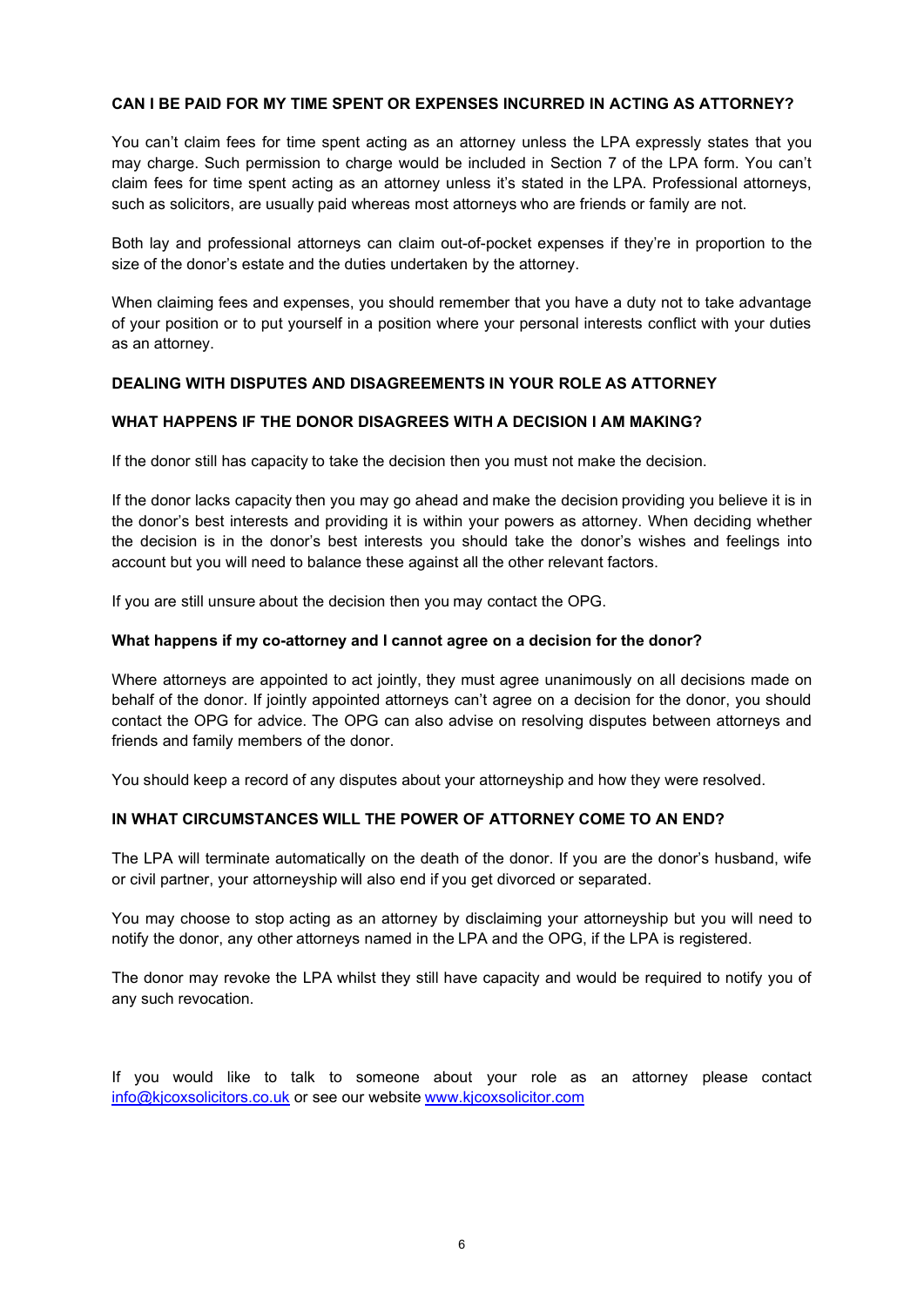**CAN I BE PAID FOR MY TIME SPENT OR EXPENSES INCURRED IN ACTING AS ATTORNEY?**

You can't claim fees for time spent acting as an attorney unless the LPA expressly states that you may charge. Such permission to charge would be included in Section 7 of the LPA form. You can't claim fees for time spent acting as an attorney unless it's stated in the LPA. Professional attorneys, such as solicitors, are usually paid whereas most attorneys who are friends or family are not.

Both lay and professional attorneys can claim out-of-pocket expenses if they're in proportion to the size of the donor's estate and the duties undertaken by the attorney.

When claiming fees and expenses, you should remember that you have a duty not to take advantage of your position or to put yourself in a position where your personal interests conflict with your duties as an attorney.

**DEALING WITH DISPUTES AND DISAGREEMENTS IN YOUR ROLE AS ATTORNEY**

**WHAT HAPPENS IF THE DONOR DISAGREES WITH A DECISION I AM MAKING?**

If the donor still has capacity to take the decision then you must not make the decision.

If the donor lacks capacity then you may go ahead and make the decision providing you believe it is in the donor's best interests and providing it is within your powers as attorney. When deciding whether the decision is in the donor's best interests you should take the donor's wishes and feelings into account but you will need to balance these against all the other relevant factors.

If you are still unsure about the decision then you may contact the OPG.

**What happens if my co-attorney and I cannot agree on a decision for the donor?**

Where attorneys are appointed to act jointly, they must agree unanimously on all decisions made on behalf of the donor. If jointly appointed attorneys can't agree on a decision for the donor, you should contact the OPG for advice. The OPG can also advise on resolving disputes between attorneys and friends and family members of the donor.

You should keep a record of any disputes about your attorneyship and how they were resolved.

**IN WHAT CIRCUMSTANCES WILL THE POWER OF ATTORNEY COME TO AN END?**

The LPA will terminate automatically on the death of the donor. If you are the donor's husband, wife or civil partner, your attorneyship will also end if you get divorced or separated.

You may choose to stop acting as an attorney by disclaiming your attorneyship but you will need to notify the donor, any other attorneys named in the LPA and the OPG, if the LPA is registered.

The donor may revoke the LPA whilst they still have capacity and would be required to notify you of any such revocation.

If you would like to talk to someone about your role as an attorney please contact [info@kjcoxsolicitors.co.uk](mailto:info@kjcoxsolicitors.co.uk) or see our website [www.kjcoxsolicitor.com](http://www.kjcoxsolicitor.com)